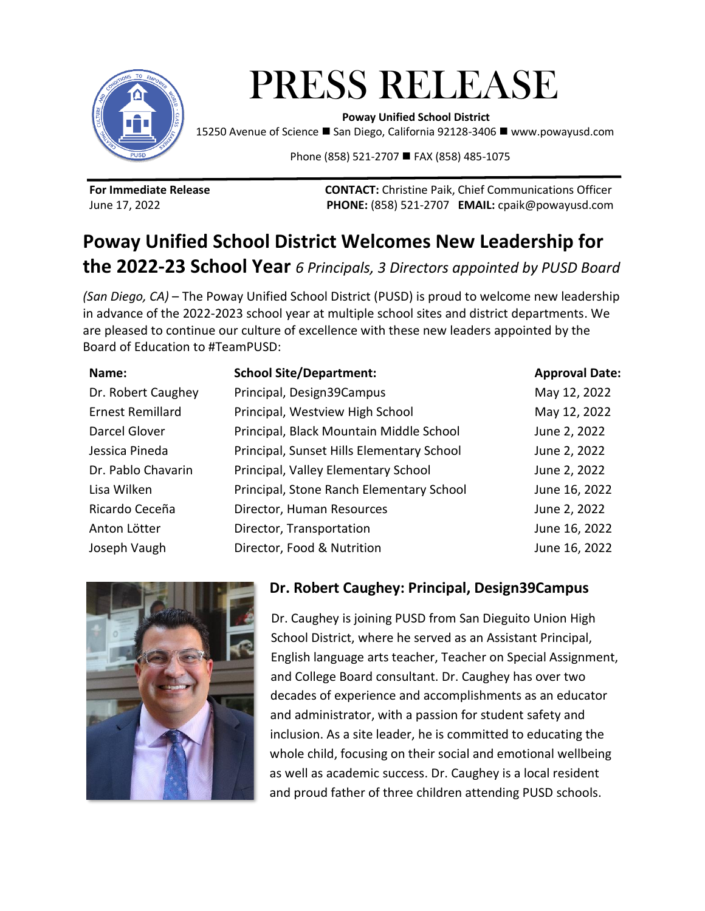# PRESS RELEASE

**Poway Unified School District**
15250 Avenue of Science ■ San Diego, California 92128-3406 ■ www.powayusd.com

Phone (858) 521-2707 ■ FAX (858) 485-1075

**For Immediate Release**
June 17, 2022

**CONTACT:** Christine Paik, Chief Communications Officer
**PHONE:** (858) 521-2707 **EMAIL:** cpaik@powayusd.com

## Poway Unified School District Welcomes New Leadership for the 2022-23 School Year *6 Principals, 3 Directors appointed by PUSD Board*

*(San Diego, CA)* – The Poway Unified School District (PUSD) is proud to welcome new leadership in advance of the 2022-2023 school year at multiple school sites and district departments. We are pleased to continue our culture of excellence with these new leaders appointed by the Board of Education to #TeamPUSD:

| Name: | School Site/Department: | Approval Date: |
|---|---|---|
| Dr. Robert Caughey | Principal, Design39Campus | May 12, 2022 |
| Ernest Remillard | Principal, Westview High School | May 12, 2022 |
| Darcel Glover | Principal, Black Mountain Middle School | June 2, 2022 |
| Jessica Pineda | Principal, Sunset Hills Elementary School | June 2, 2022 |
| Dr. Pablo Chavarin | Principal, Valley Elementary School | June 2, 2022 |
| Lisa Wilken | Principal, Stone Ranch Elementary School | June 16, 2022 |
| Ricardo Ceceña | Director, Human Resources | June 2, 2022 |
| Anton Lötter | Director, Transportation | June 16, 2022 |
| Joseph Vaugh | Director, Food & Nutrition | June 16, 2022 |

### Dr. Robert Caughey: Principal, Design39Campus

Dr. Caughey is joining PUSD from San Dieguito Union High School District, where he served as an Assistant Principal, English language arts teacher, Teacher on Special Assignment, and College Board consultant. Dr. Caughey has over two decades of experience and accomplishments as an educator and administrator, with a passion for student safety and inclusion. As a site leader, he is committed to educating the whole child, focusing on their social and emotional wellbeing as well as academic success. Dr. Caughey is a local resident and proud father of three children attending PUSD schools.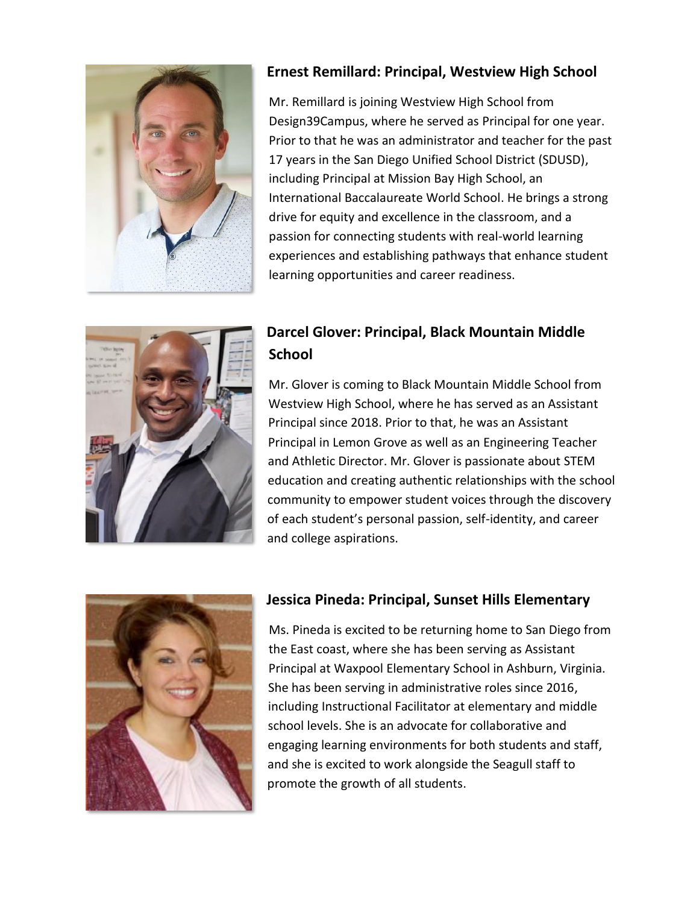### Ernest Remillard: Principal, Westview High School

Mr. Remillard is joining Westview High School from Design39Campus, where he served as Principal for one year. Prior to that he was an administrator and teacher for the past 17 years in the San Diego Unified School District (SDUSD), including Principal at Mission Bay High School, an International Baccalaureate World School. He brings a strong drive for equity and excellence in the classroom, and a passion for connecting students with real-world learning experiences and establishing pathways that enhance student learning opportunities and career readiness.

### Darcel Glover: Principal, Black Mountain Middle School

Mr. Glover is coming to Black Mountain Middle School from Westview High School, where he has served as an Assistant Principal since 2018. Prior to that, he was an Assistant Principal in Lemon Grove as well as an Engineering Teacher and Athletic Director. Mr. Glover is passionate about STEM education and creating authentic relationships with the school community to empower student voices through the discovery of each student's personal passion, self-identity, and career and college aspirations.

### Jessica Pineda: Principal, Sunset Hills Elementary

Ms. Pineda is excited to be returning home to San Diego from the East coast, where she has been serving as Assistant Principal at Waxpool Elementary School in Ashburn, Virginia. She has been serving in administrative roles since 2016, including Instructional Facilitator at elementary and middle school levels. She is an advocate for collaborative and engaging learning environments for both students and staff, and she is excited to work alongside the Seagull staff to promote the growth of all students.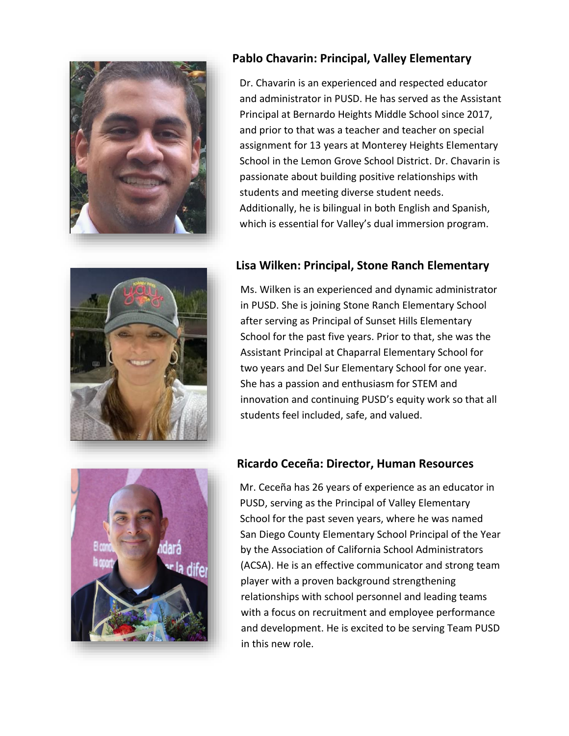### Pablo Chavarin: Principal, Valley Elementary

Dr. Chavarin is an experienced and respected educator and administrator in PUSD. He has served as the Assistant Principal at Bernardo Heights Middle School since 2017, and prior to that was a teacher and teacher on special assignment for 13 years at Monterey Heights Elementary School in the Lemon Grove School District. Dr. Chavarin is passionate about building positive relationships with students and meeting diverse student needs. Additionally, he is bilingual in both English and Spanish, which is essential for Valley's dual immersion program.

### Lisa Wilken: Principal, Stone Ranch Elementary

Ms. Wilken is an experienced and dynamic administrator in PUSD. She is joining Stone Ranch Elementary School after serving as Principal of Sunset Hills Elementary School for the past five years. Prior to that, she was the Assistant Principal at Chaparral Elementary School for two years and Del Sur Elementary School for one year. She has a passion and enthusiasm for STEM and innovation and continuing PUSD's equity work so that all students feel included, safe, and valued.

### Ricardo Ceceña: Director, Human Resources

Mr. Ceceña has 26 years of experience as an educator in PUSD, serving as the Principal of Valley Elementary School for the past seven years, where he was named San Diego County Elementary School Principal of the Year by the Association of California School Administrators (ACSA). He is an effective communicator and strong team player with a proven background strengthening relationships with school personnel and leading teams with a focus on recruitment and employee performance and development. He is excited to be serving Team PUSD in this new role.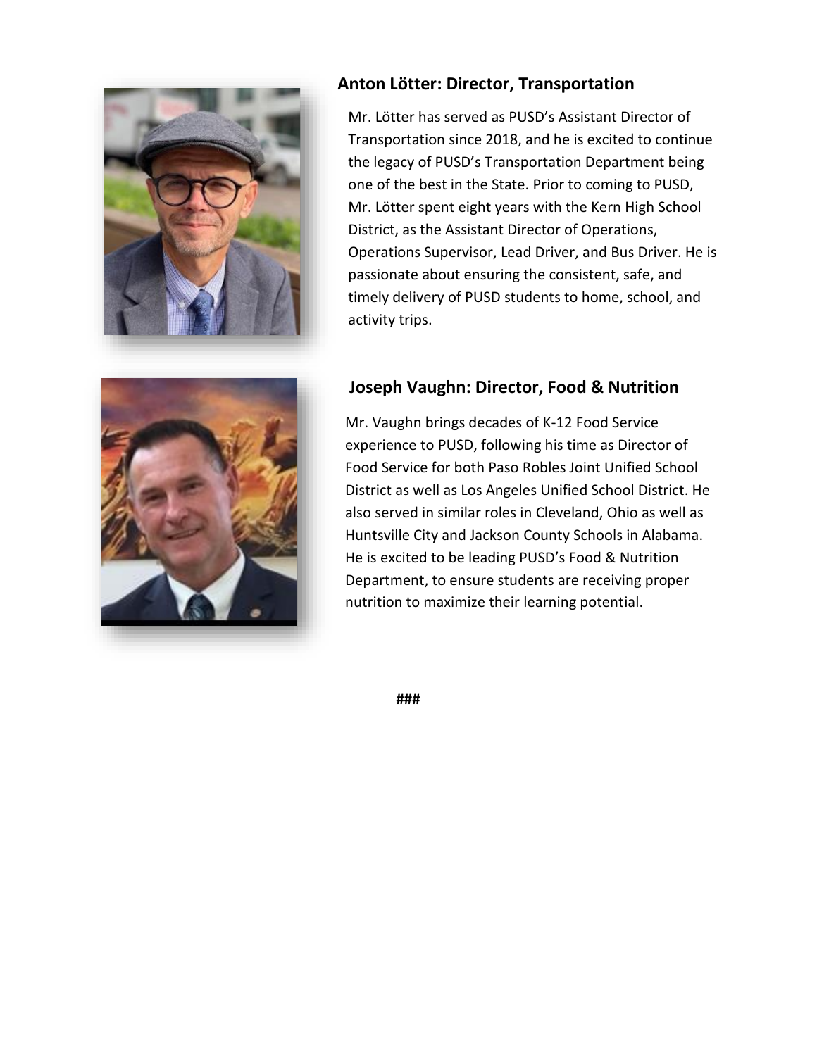## Anton Lötter: Director, Transportation

Mr. Lötter has served as PUSD's Assistant Director of Transportation since 2018, and he is excited to continue the legacy of PUSD's Transportation Department being one of the best in the State. Prior to coming to PUSD, Mr. Lötter spent eight years with the Kern High School District, as the Assistant Director of Operations, Operations Supervisor, Lead Driver, and Bus Driver. He is passionate about ensuring the consistent, safe, and timely delivery of PUSD students to home, school, and activity trips.

## Joseph Vaughn: Director, Food & Nutrition

Mr. Vaughn brings decades of K-12 Food Service experience to PUSD, following his time as Director of Food Service for both Paso Robles Joint Unified School District as well as Los Angeles Unified School District. He also served in similar roles in Cleveland, Ohio as well as Huntsville City and Jackson County Schools in Alabama. He is excited to be leading PUSD's Food & Nutrition Department, to ensure students are receiving proper nutrition to maximize their learning potential.

###